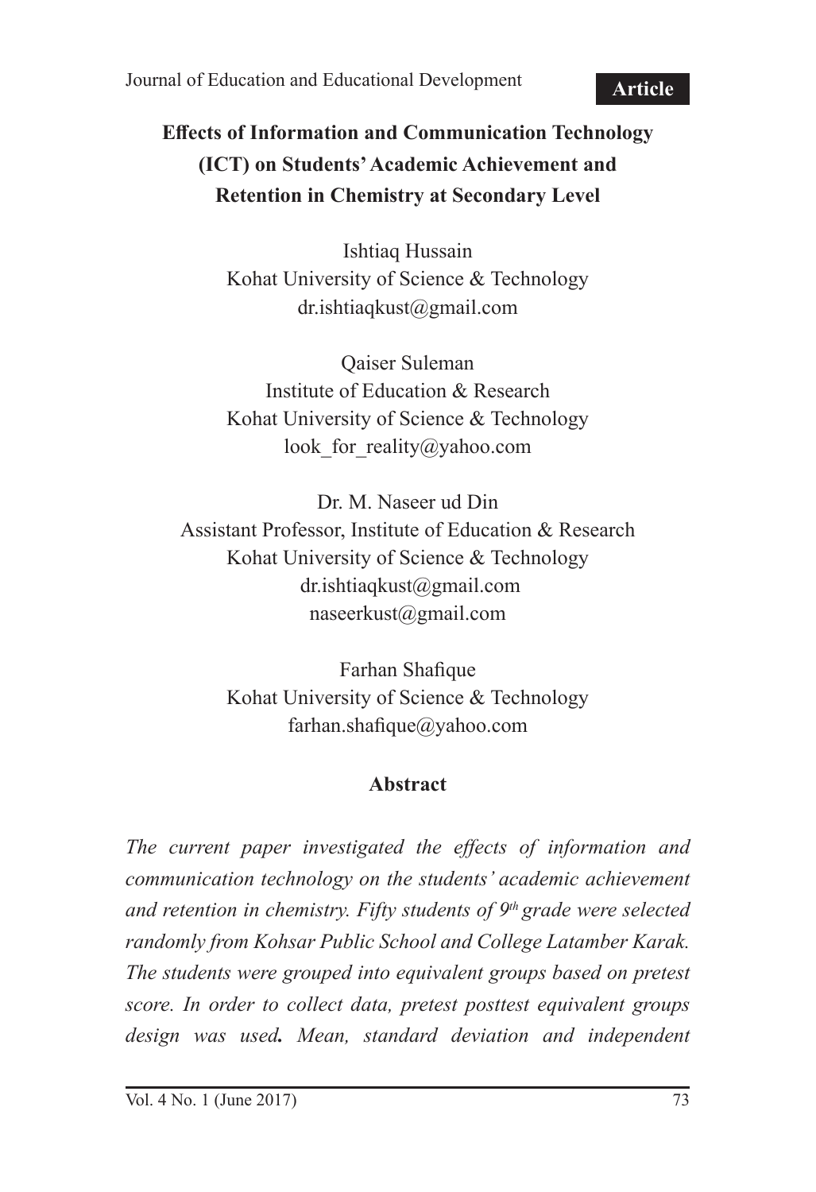Article

# Effects of Information and Communication Technology (ICT) on Students' Academic Achievement and Retention in Chemistry at Secondary Level

Ishtiaq Hussain
Kohat University of Science & Technology
dr.ishtiaqkust@gmail.com

Qaiser Suleman
Institute of Education & Research
Kohat University of Science & Technology
look_for_reality@yahoo.com

Dr. M. Naseer ud Din
Assistant Professor, Institute of Education & Research
Kohat University of Science & Technology
dr.ishtiaqkust@gmail.com
naseerkust@gmail.com

Farhan Shafique
Kohat University of Science & Technology
farhan.shafique@yahoo.com

## Abstract

*The current paper investigated the effects of information and communication technology on the students' academic achievement and retention in chemistry. Fifty students of 9th grade were selected randomly from Kohsar Public School and College Latamber Karak. The students were grouped into equivalent groups based on pretest score. In order to collect data, pretest posttest equivalent groups design was used. Mean, standard deviation and independent*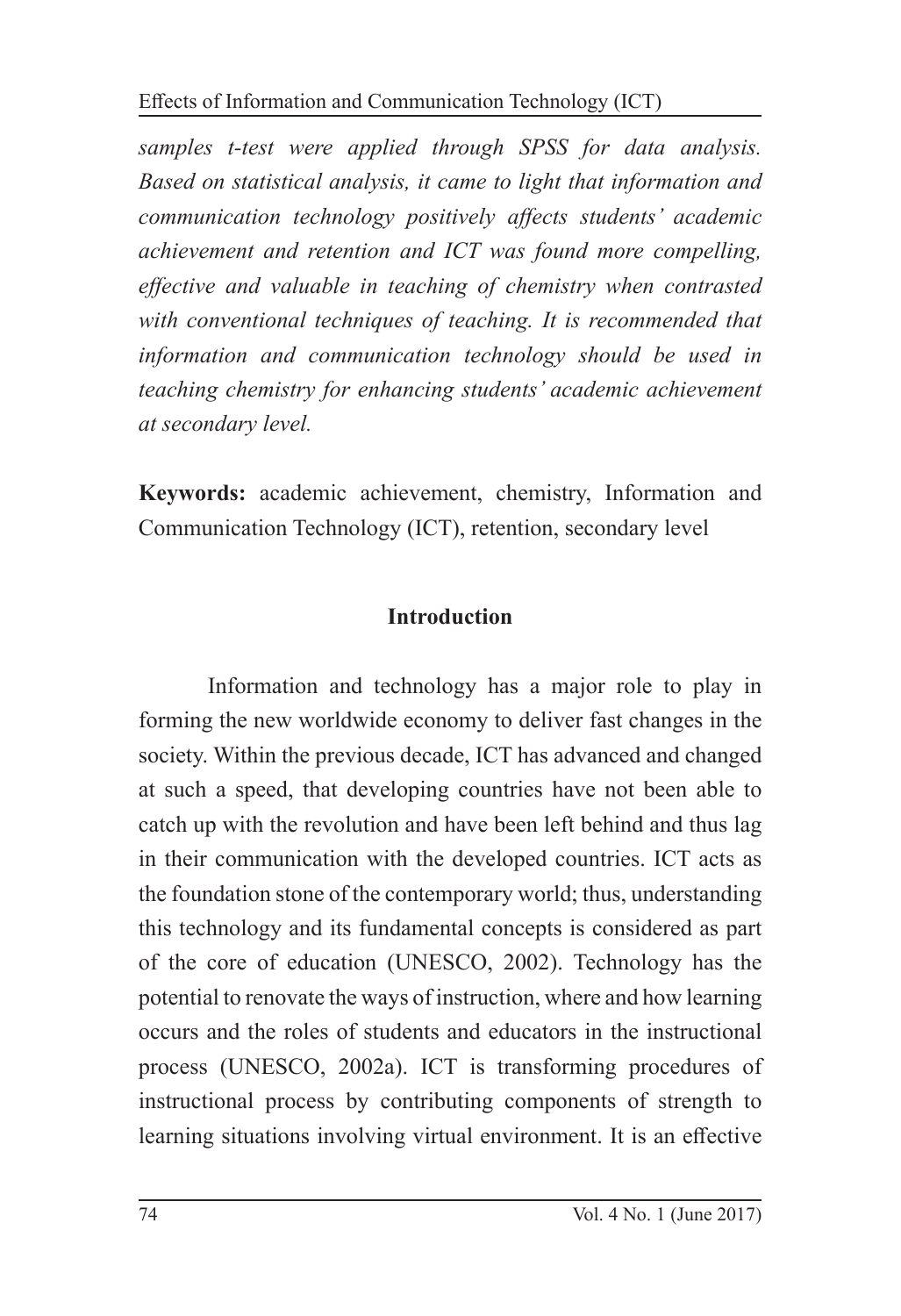*samples t-test were applied through SPSS for data analysis. Based on statistical analysis, it came to light that information and communication technology positively affects students' academic achievement and retention and ICT was found more compelling, effective and valuable in teaching of chemistry when contrasted with conventional techniques of teaching. It is recommended that information and communication technology should be used in teaching chemistry for enhancing students' academic achievement at secondary level.*

**Keywords:** academic achievement, chemistry, Information and Communication Technology (ICT), retention, secondary level

## Introduction

Information and technology has a major role to play in forming the new worldwide economy to deliver fast changes in the society. Within the previous decade, ICT has advanced and changed at such a speed, that developing countries have not been able to catch up with the revolution and have been left behind and thus lag in their communication with the developed countries. ICT acts as the foundation stone of the contemporary world; thus, understanding this technology and its fundamental concepts is considered as part of the core of education (UNESCO, 2002). Technology has the potential to renovate the ways of instruction, where and how learning occurs and the roles of students and educators in the instructional process (UNESCO, 2002a). ICT is transforming procedures of instructional process by contributing components of strength to learning situations involving virtual environment. It is an effective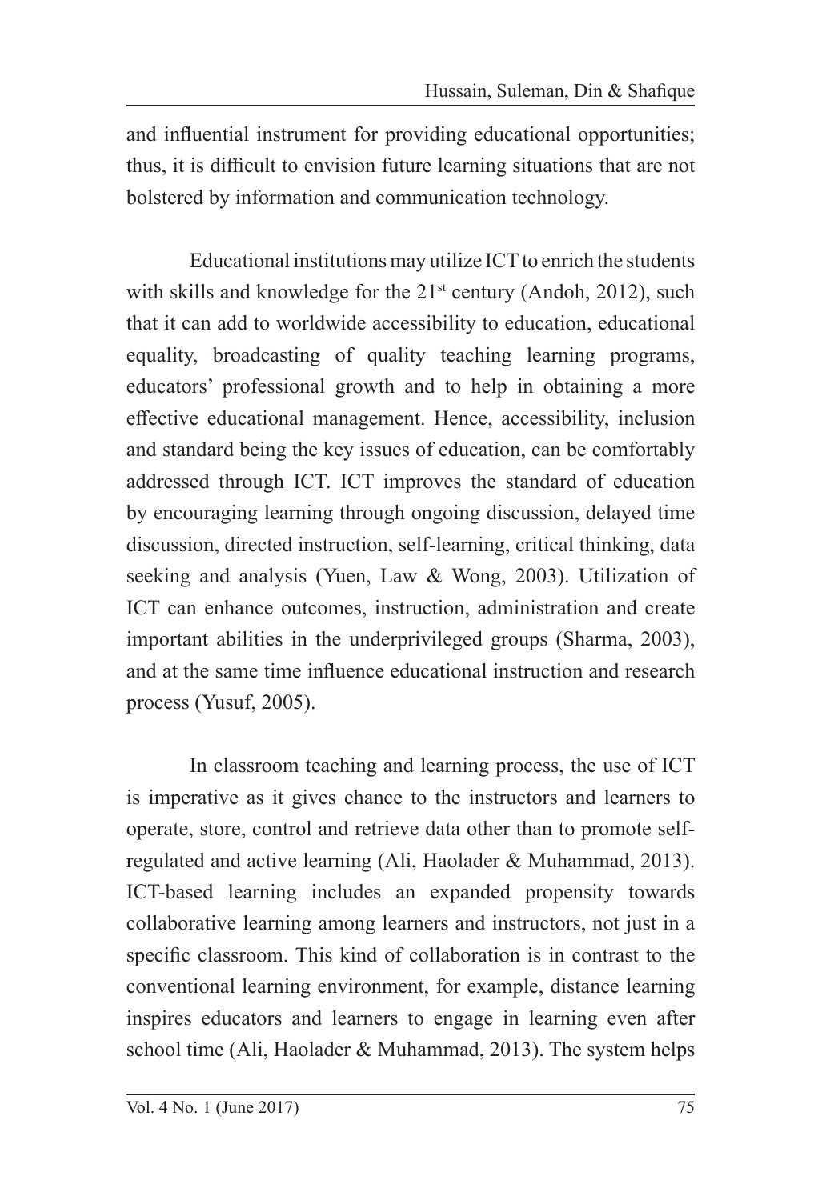and influential instrument for providing educational opportunities; thus, it is difficult to envision future learning situations that are not bolstered by information and communication technology.

Educational institutions may utilize ICT to enrich the students with skills and knowledge for the 21st century (Andoh, 2012), such that it can add to worldwide accessibility to education, educational equality, broadcasting of quality teaching learning programs, educators' professional growth and to help in obtaining a more effective educational management. Hence, accessibility, inclusion and standard being the key issues of education, can be comfortably addressed through ICT. ICT improves the standard of education by encouraging learning through ongoing discussion, delayed time discussion, directed instruction, self-learning, critical thinking, data seeking and analysis (Yuen, Law & Wong, 2003). Utilization of ICT can enhance outcomes, instruction, administration and create important abilities in the underprivileged groups (Sharma, 2003), and at the same time influence educational instruction and research process (Yusuf, 2005).

In classroom teaching and learning process, the use of ICT is imperative as it gives chance to the instructors and learners to operate, store, control and retrieve data other than to promote self-regulated and active learning (Ali, Haolader & Muhammad, 2013). ICT-based learning includes an expanded propensity towards collaborative learning among learners and instructors, not just in a specific classroom. This kind of collaboration is in contrast to the conventional learning environment, for example, distance learning inspires educators and learners to engage in learning even after school time (Ali, Haolader & Muhammad, 2013). The system helps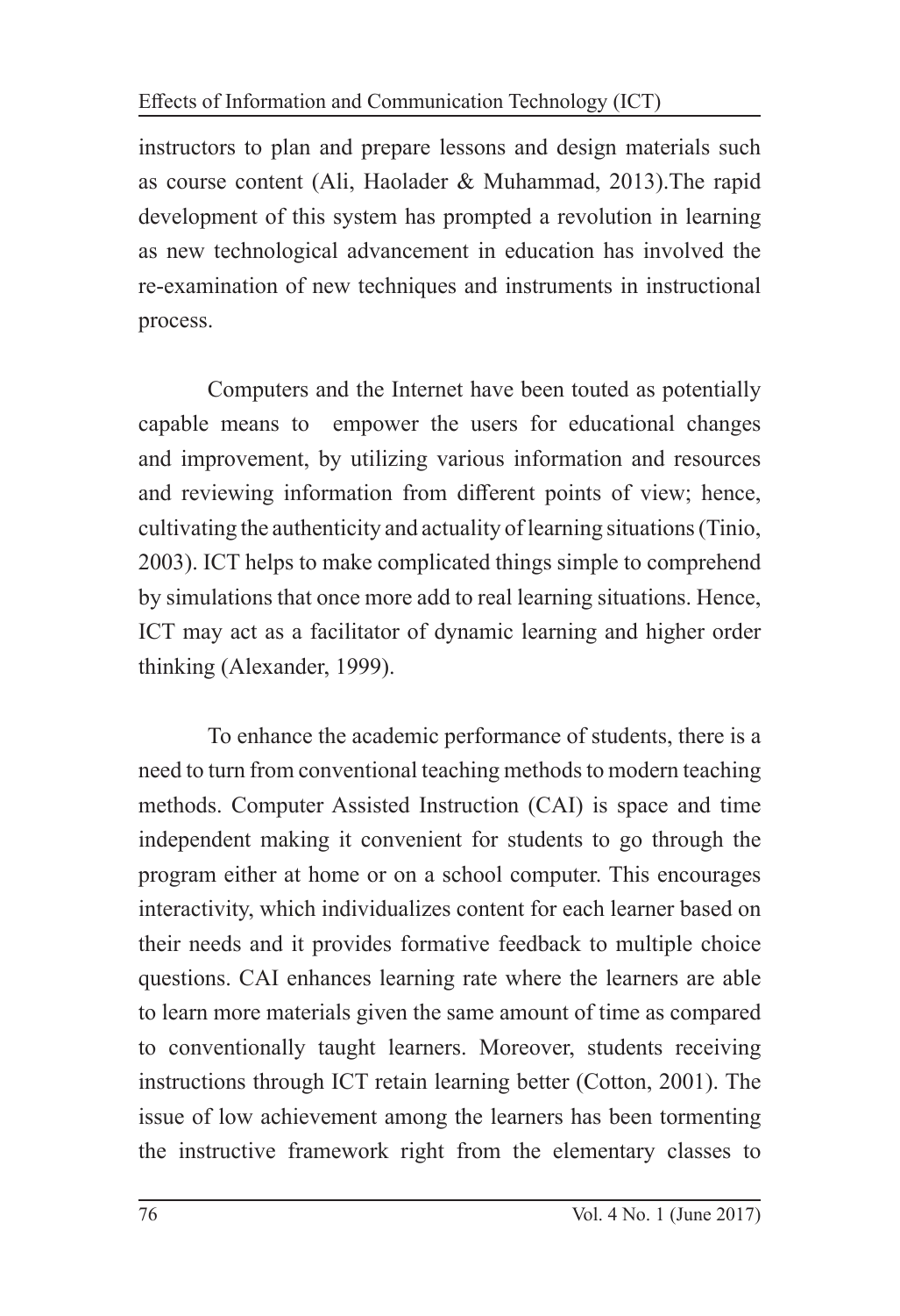instructors to plan and prepare lessons and design materials such as course content (Ali, Haolader & Muhammad, 2013).The rapid development of this system has prompted a revolution in learning as new technological advancement in education has involved the re-examination of new techniques and instruments in instructional process.

Computers and the Internet have been touted as potentially capable means to empower the users for educational changes and improvement, by utilizing various information and resources and reviewing information from different points of view; hence, cultivating the authenticity and actuality of learning situations (Tinio, 2003). ICT helps to make complicated things simple to comprehend by simulations that once more add to real learning situations. Hence, ICT may act as a facilitator of dynamic learning and higher order thinking (Alexander, 1999).

To enhance the academic performance of students, there is a need to turn from conventional teaching methods to modern teaching methods. Computer Assisted Instruction (CAI) is space and time independent making it convenient for students to go through the program either at home or on a school computer. This encourages interactivity, which individualizes content for each learner based on their needs and it provides formative feedback to multiple choice questions. CAI enhances learning rate where the learners are able to learn more materials given the same amount of time as compared to conventionally taught learners. Moreover, students receiving instructions through ICT retain learning better (Cotton, 2001). The issue of low achievement among the learners has been tormenting the instructive framework right from the elementary classes to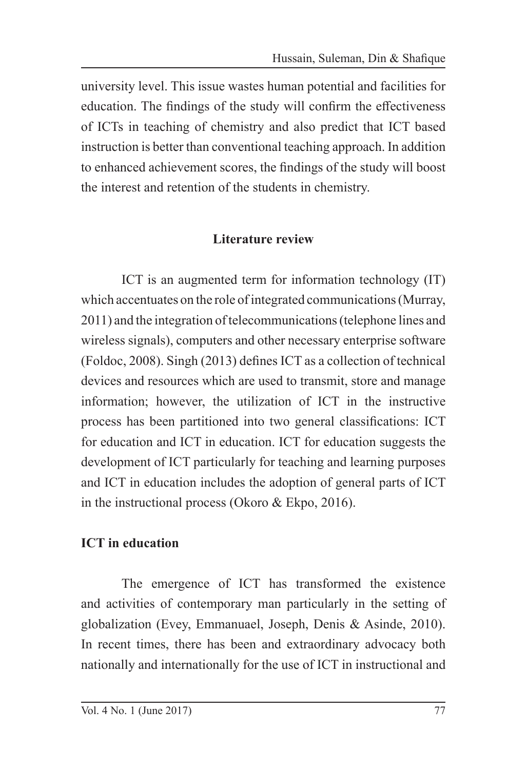university level. This issue wastes human potential and facilities for education. The findings of the study will confirm the effectiveness of ICTs in teaching of chemistry and also predict that ICT based instruction is better than conventional teaching approach. In addition to enhanced achievement scores, the findings of the study will boost the interest and retention of the students in chemistry.

## Literature review

ICT is an augmented term for information technology (IT) which accentuates on the role of integrated communications (Murray, 2011) and the integration of telecommunications (telephone lines and wireless signals), computers and other necessary enterprise software (Foldoc, 2008). Singh (2013) defines ICT as a collection of technical devices and resources which are used to transmit, store and manage information; however, the utilization of ICT in the instructive process has been partitioned into two general classifications: ICT for education and ICT in education. ICT for education suggests the development of ICT particularly for teaching and learning purposes and ICT in education includes the adoption of general parts of ICT in the instructional process (Okoro & Ekpo, 2016).

### ICT in education

The emergence of ICT has transformed the existence and activities of contemporary man particularly in the setting of globalization (Evey, Emmanuael, Joseph, Denis & Asinde, 2010). In recent times, there has been and extraordinary advocacy both nationally and internationally for the use of ICT in instructional and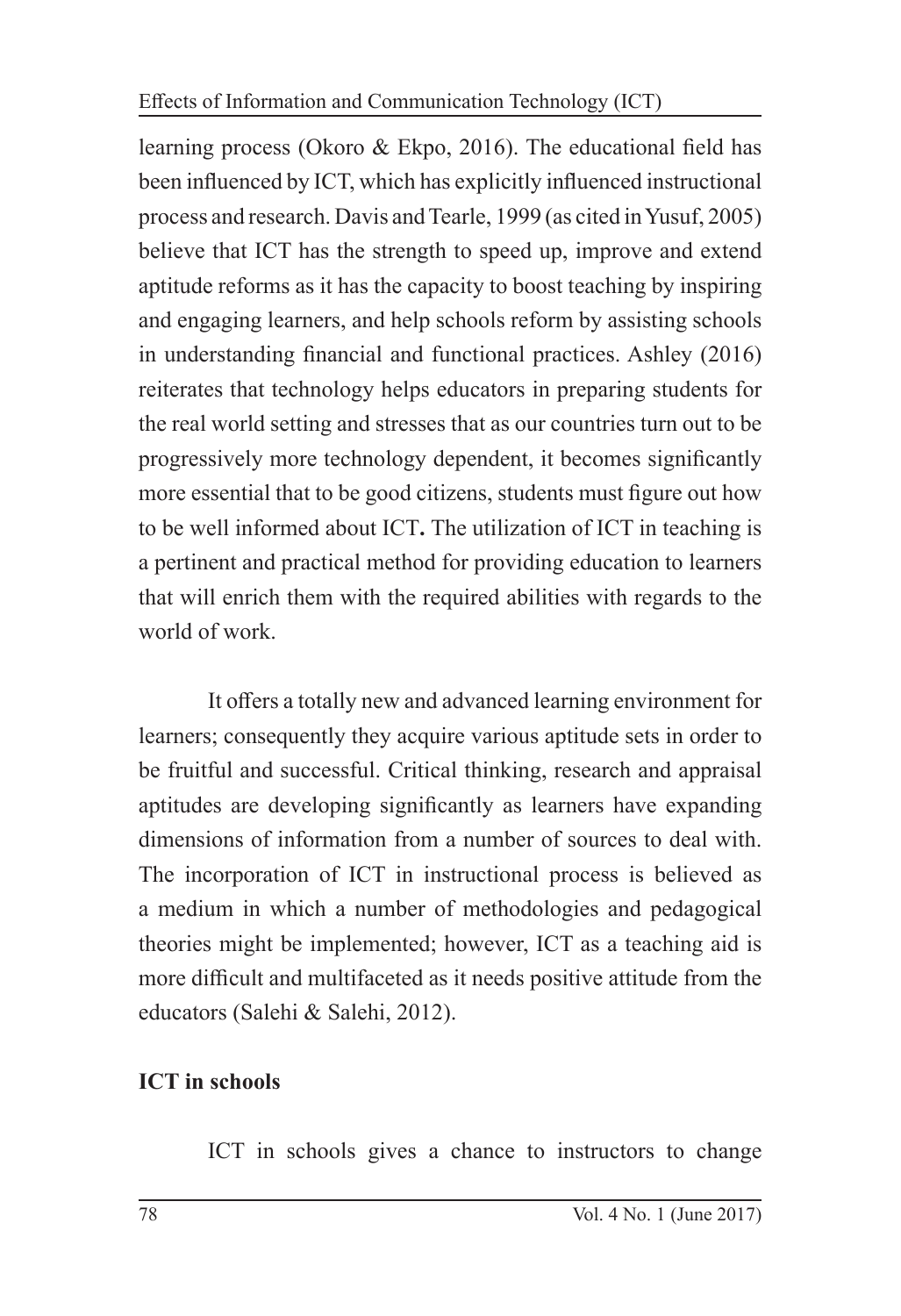learning process (Okoro & Ekpo, 2016). The educational field has been influenced by ICT, which has explicitly influenced instructional process and research. Davis and Tearle, 1999 (as cited in Yusuf, 2005) believe that ICT has the strength to speed up, improve and extend aptitude reforms as it has the capacity to boost teaching by inspiring and engaging learners, and help schools reform by assisting schools in understanding financial and functional practices. Ashley (2016) reiterates that technology helps educators in preparing students for the real world setting and stresses that as our countries turn out to be progressively more technology dependent, it becomes significantly more essential that to be good citizens, students must figure out how to be well informed about ICT**.** The utilization of ICT in teaching is a pertinent and practical method for providing education to learners that will enrich them with the required abilities with regards to the world of work.

It offers a totally new and advanced learning environment for learners; consequently they acquire various aptitude sets in order to be fruitful and successful. Critical thinking, research and appraisal aptitudes are developing significantly as learners have expanding dimensions of information from a number of sources to deal with. The incorporation of ICT in instructional process is believed as a medium in which a number of methodologies and pedagogical theories might be implemented; however, ICT as a teaching aid is more difficult and multifaceted as it needs positive attitude from the educators (Salehi & Salehi, 2012).

**ICT in schools**

ICT in schools gives a chance to instructors to change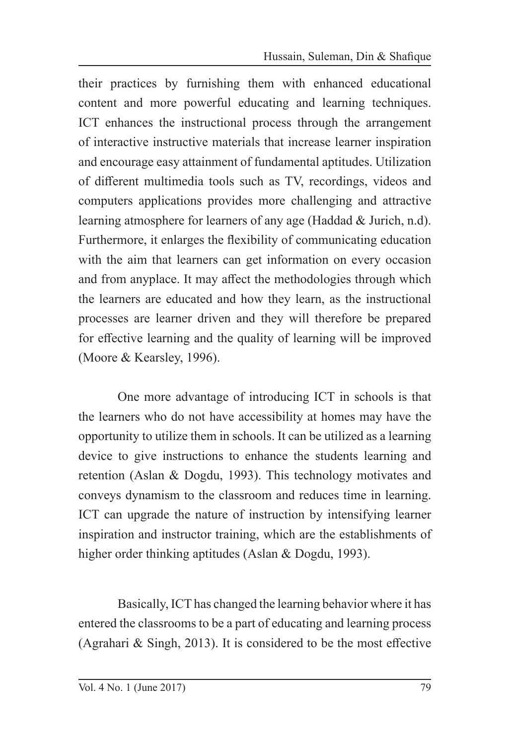their practices by furnishing them with enhanced educational content and more powerful educating and learning techniques. ICT enhances the instructional process through the arrangement of interactive instructive materials that increase learner inspiration and encourage easy attainment of fundamental aptitudes. Utilization of different multimedia tools such as TV, recordings, videos and computers applications provides more challenging and attractive learning atmosphere for learners of any age (Haddad & Jurich, n.d). Furthermore, it enlarges the flexibility of communicating education with the aim that learners can get information on every occasion and from anyplace. It may affect the methodologies through which the learners are educated and how they learn, as the instructional processes are learner driven and they will therefore be prepared for effective learning and the quality of learning will be improved (Moore & Kearsley, 1996).

One more advantage of introducing ICT in schools is that the learners who do not have accessibility at homes may have the opportunity to utilize them in schools. It can be utilized as a learning device to give instructions to enhance the students learning and retention (Aslan & Dogdu, 1993). This technology motivates and conveys dynamism to the classroom and reduces time in learning. ICT can upgrade the nature of instruction by intensifying learner inspiration and instructor training, which are the establishments of higher order thinking aptitudes (Aslan & Dogdu, 1993).

Basically, ICT has changed the learning behavior where it has entered the classrooms to be a part of educating and learning process (Agrahari & Singh, 2013). It is considered to be the most effective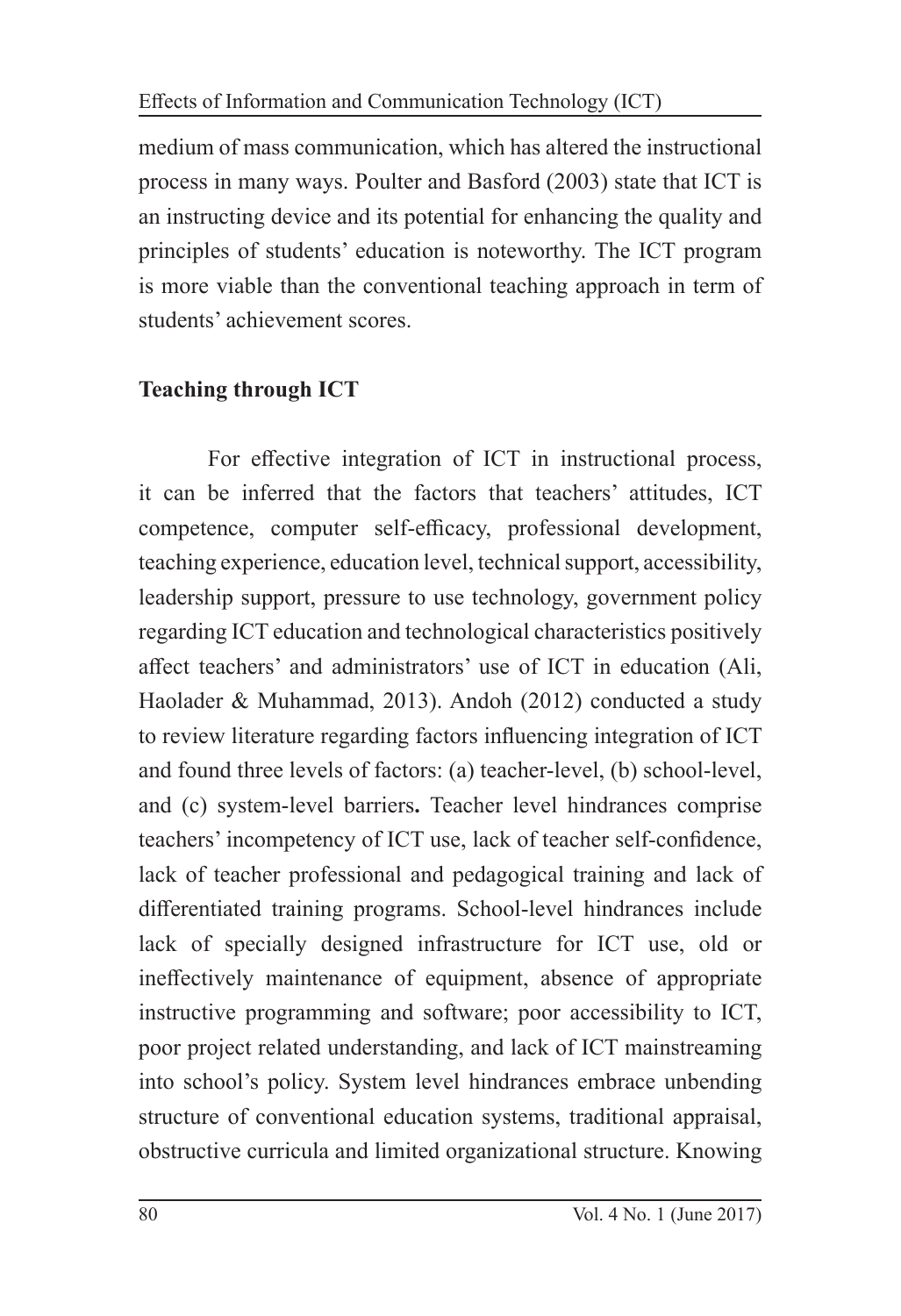medium of mass communication, which has altered the instructional process in many ways. Poulter and Basford (2003) state that ICT is an instructing device and its potential for enhancing the quality and principles of students' education is noteworthy. The ICT program is more viable than the conventional teaching approach in term of students' achievement scores.

**Teaching through ICT**

For effective integration of ICT in instructional process, it can be inferred that the factors that teachers' attitudes, ICT competence, computer self-efficacy, professional development, teaching experience, education level, technical support, accessibility, leadership support, pressure to use technology, government policy regarding ICT education and technological characteristics positively affect teachers' and administrators' use of ICT in education (Ali, Haolader & Muhammad, 2013). Andoh (2012) conducted a study to review literature regarding factors influencing integration of ICT and found three levels of factors: (a) teacher-level, (b) school-level, and (c) system-level barriers**.** Teacher level hindrances comprise teachers' incompetency of ICT use, lack of teacher self-confidence, lack of teacher professional and pedagogical training and lack of differentiated training programs. School-level hindrances include lack of specially designed infrastructure for ICT use, old or ineffectively maintenance of equipment, absence of appropriate instructive programming and software; poor accessibility to ICT, poor project related understanding, and lack of ICT mainstreaming into school's policy. System level hindrances embrace unbending structure of conventional education systems, traditional appraisal, obstructive curricula and limited organizational structure. Knowing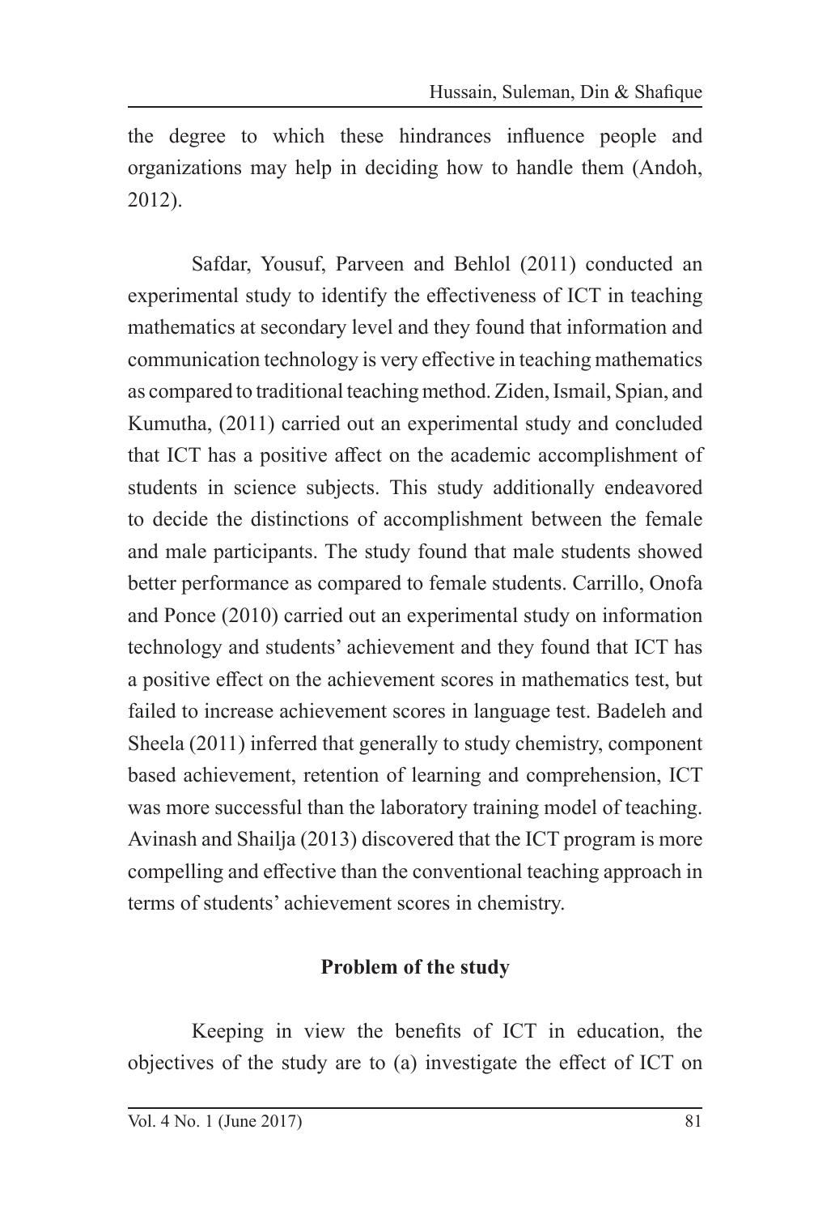the degree to which these hindrances influence people and organizations may help in deciding how to handle them (Andoh, 2012).

Safdar, Yousuf, Parveen and Behlol (2011) conducted an experimental study to identify the effectiveness of ICT in teaching mathematics at secondary level and they found that information and communication technology is very effective in teaching mathematics as compared to traditional teaching method. Ziden, Ismail, Spian, and Kumutha, (2011) carried out an experimental study and concluded that ICT has a positive affect on the academic accomplishment of students in science subjects. This study additionally endeavored to decide the distinctions of accomplishment between the female and male participants. The study found that male students showed better performance as compared to female students. Carrillo, Onofa and Ponce (2010) carried out an experimental study on information technology and students' achievement and they found that ICT has a positive effect on the achievement scores in mathematics test, but failed to increase achievement scores in language test. Badeleh and Sheela (2011) inferred that generally to study chemistry, component based achievement, retention of learning and comprehension, ICT was more successful than the laboratory training model of teaching. Avinash and Shailja (2013) discovered that the ICT program is more compelling and effective than the conventional teaching approach in terms of students' achievement scores in chemistry.

## Problem of the study

Keeping in view the benefits of ICT in education, the objectives of the study are to (a) investigate the effect of ICT on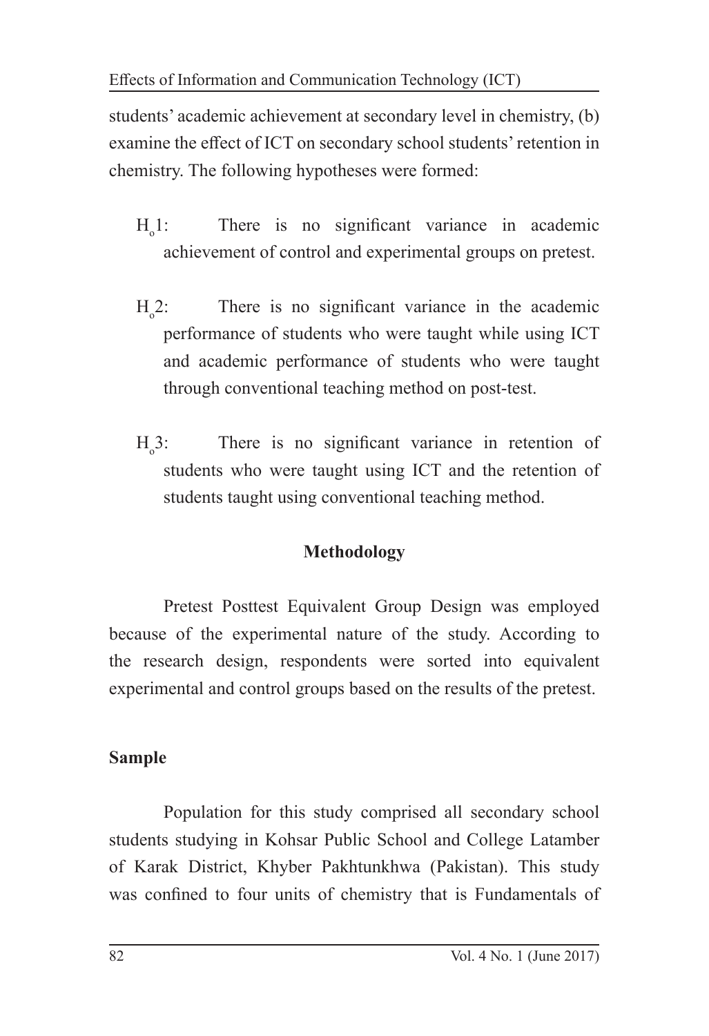students' academic achievement at secondary level in chemistry, (b) examine the effect of ICT on secondary school students' retention in chemistry. The following hypotheses were formed:

$H_o1$: There is no significant variance in academic achievement of control and experimental groups on pretest.

$H_o2$: There is no significant variance in the academic performance of students who were taught while using ICT and academic performance of students who were taught through conventional teaching method on post-test.

$H_o3$: There is no significant variance in retention of students who were taught using ICT and the retention of students taught using conventional teaching method.

## Methodology

Pretest Posttest Equivalent Group Design was employed because of the experimental nature of the study. According to the research design, respondents were sorted into equivalent experimental and control groups based on the results of the pretest.

### Sample

Population for this study comprised all secondary school students studying in Kohsar Public School and College Latamber of Karak District, Khyber Pakhtunkhwa (Pakistan). This study was confined to four units of chemistry that is Fundamentals of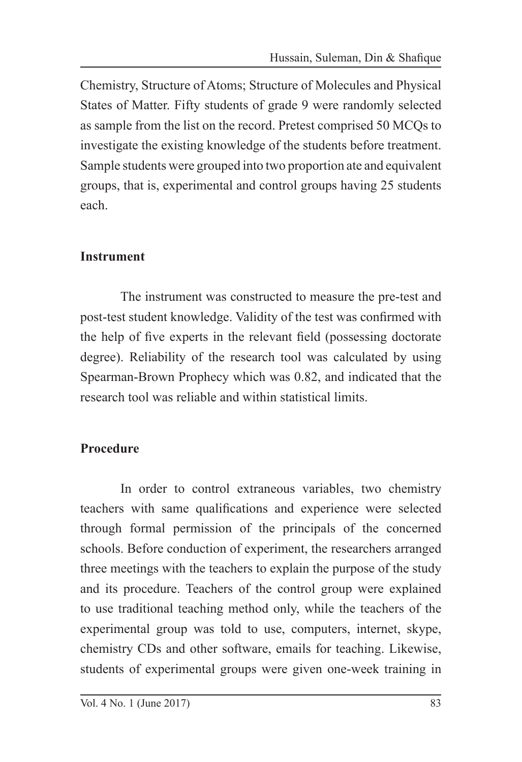Chemistry, Structure of Atoms; Structure of Molecules and Physical States of Matter. Fifty students of grade 9 were randomly selected as sample from the list on the record. Pretest comprised 50 MCQs to investigate the existing knowledge of the students before treatment. Sample students were grouped into two proportion ate and equivalent groups, that is, experimental and control groups having 25 students each.

### Instrument

The instrument was constructed to measure the pre-test and post-test student knowledge. Validity of the test was confirmed with the help of five experts in the relevant field (possessing doctorate degree). Reliability of the research tool was calculated by using Spearman-Brown Prophecy which was 0.82, and indicated that the research tool was reliable and within statistical limits.

### Procedure

In order to control extraneous variables, two chemistry teachers with same qualifications and experience were selected through formal permission of the principals of the concerned schools. Before conduction of experiment, the researchers arranged three meetings with the teachers to explain the purpose of the study and its procedure. Teachers of the control group were explained to use traditional teaching method only, while the teachers of the experimental group was told to use, computers, internet, skype, chemistry CDs and other software, emails for teaching. Likewise, students of experimental groups were given one-week training in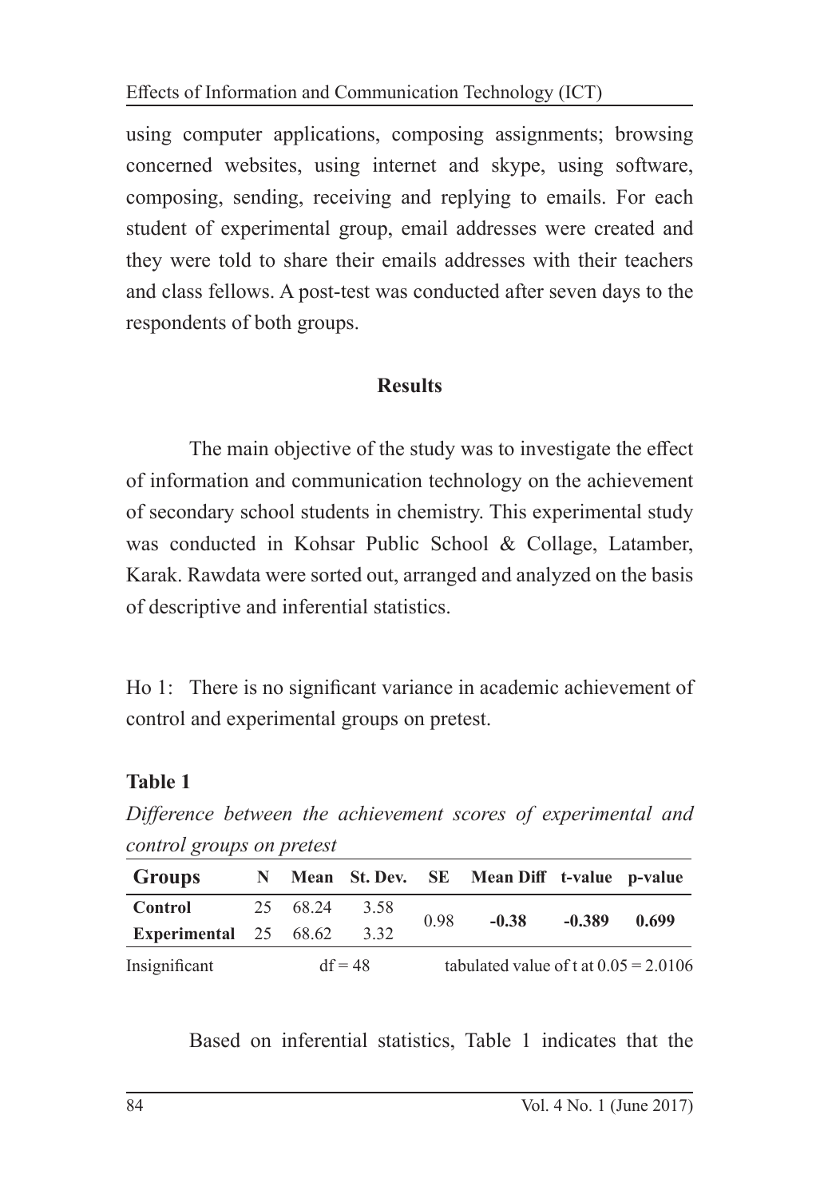using computer applications, composing assignments; browsing concerned websites, using internet and skype, using software, composing, sending, receiving and replying to emails. For each student of experimental group, email addresses were created and they were told to share their emails addresses with their teachers and class fellows. A post-test was conducted after seven days to the respondents of both groups.

## Results

The main objective of the study was to investigate the effect of information and communication technology on the achievement of secondary school students in chemistry. This experimental study was conducted in Kohsar Public School & Collage, Latamber, Karak. Rawdata were sorted out, arranged and analyzed on the basis of descriptive and inferential statistics.

Ho 1: There is no significant variance in academic achievement of control and experimental groups on pretest.

**Table 1**

*Difference between the achievement scores of experimental and control groups on pretest*

| Groups | N | Mean | St. Dev. | SE | Mean Diff | t-value | p-value |
|---|---|---|---|---|---|---|---|
| **Control** | 25 | 68.24 | 3.58 | 0.98 | **-0.38** | **-0.389** | **0.699** |
| **Experimental** | 25 | 68.62 | 3.32 | | | | |

Insignificant df = 48 tabulated value of t at 0.05 = 2.0106

Based on inferential statistics, Table 1 indicates that the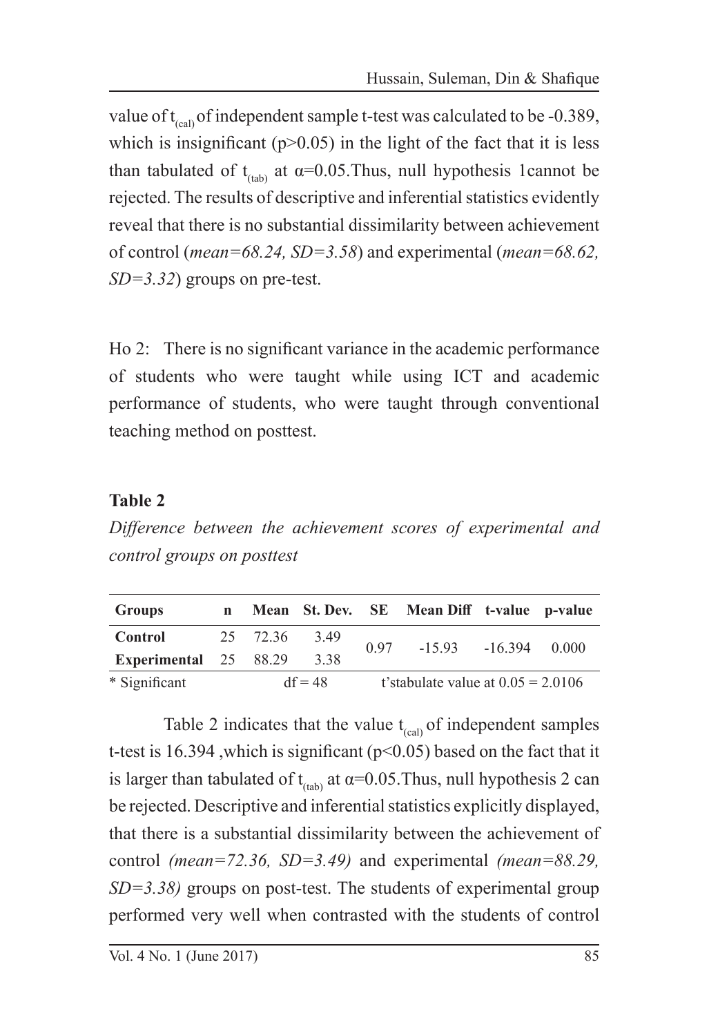value of $t_{(cal)}$ of independent sample t-test was calculated to be -0.389, which is insignificant ($p>0.05$) in the light of the fact that it is less than tabulated of $t_{(tab)}$ at $\alpha=0.05$.Thus, null hypothesis 1cannot be rejected. The results of descriptive and inferential statistics evidently reveal that there is no substantial dissimilarity between achievement of control (*mean=68.24, SD=3.58*) and experimental (*mean=68.62, SD=3.32*) groups on pre-test.

Ho 2: There is no significant variance in the academic performance of students who were taught while using ICT and academic performance of students, who were taught through conventional teaching method on posttest.

**Table 2**

*Difference between the achievement scores of experimental and control groups on posttest*

| Groups | n | Mean | St. Dev. | SE | Mean Diff | t-value | p-value |
|---|---|---|---|---|---|---|---|
| **Control** | 25 | 72.36 | 3.49 | 0.97 | -15.93 | -16.394 | 0.000 |
| **Experimental** | 25 | 88.29 | 3.38 | | | | |
| * Significant | | df = 48 | | t'stabulate value at 0.05 = 2.0106 | | | |

Table 2 indicates that the value $t_{(cal)}$ of independent samples t-test is 16.394 ,which is significant ($p<0.05$) based on the fact that it is larger than tabulated of $t_{(tab)}$ at $\alpha=0.05$.Thus, null hypothesis 2 can be rejected. Descriptive and inferential statistics explicitly displayed, that there is a substantial dissimilarity between the achievement of control *(mean=72.36, SD=3.49)* and experimental *(mean=88.29, SD=3.38)* groups on post-test. The students of experimental group performed very well when contrasted with the students of control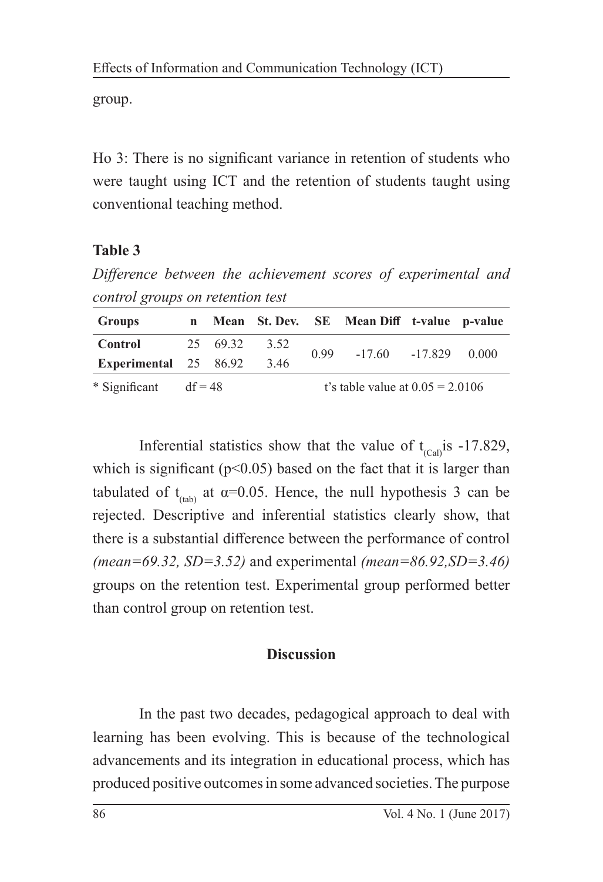group.

Ho 3: There is no significant variance in retention of students who were taught using ICT and the retention of students taught using conventional teaching method.

**Table 3**

*Difference between the achievement scores of experimental and control groups on retention test*

| Groups | n | Mean | St. Dev. | SE | Mean Diff | t-value | p-value |
|---|---|---|---|---|---|---|---|
| **Control** | 25 | 69.32 | 3.52 | 0.99 | -17.60 | -17.829 | 0.000 |
| **Experimental** | 25 | 86.92 | 3.46 | | | | |

\* Significant    df = 48    t's table value at 0.05 = 2.0106

Inferential statistics show that the value of $t_{(Cal)}$ is -17.829, which is significant ($p<0.05$) based on the fact that it is larger than tabulated of $t_{(tab)}$ at $\alpha=0.05$. Hence, the null hypothesis 3 can be rejected. Descriptive and inferential statistics clearly show, that there is a substantial difference between the performance of control *(mean=69.32, SD=3.52)* and experimental *(mean=86.92,SD=3.46)* groups on the retention test. Experimental group performed better than control group on retention test.

## Discussion

In the past two decades, pedagogical approach to deal with learning has been evolving. This is because of the technological advancements and its integration in educational process, which has produced positive outcomes in some advanced societies. The purpose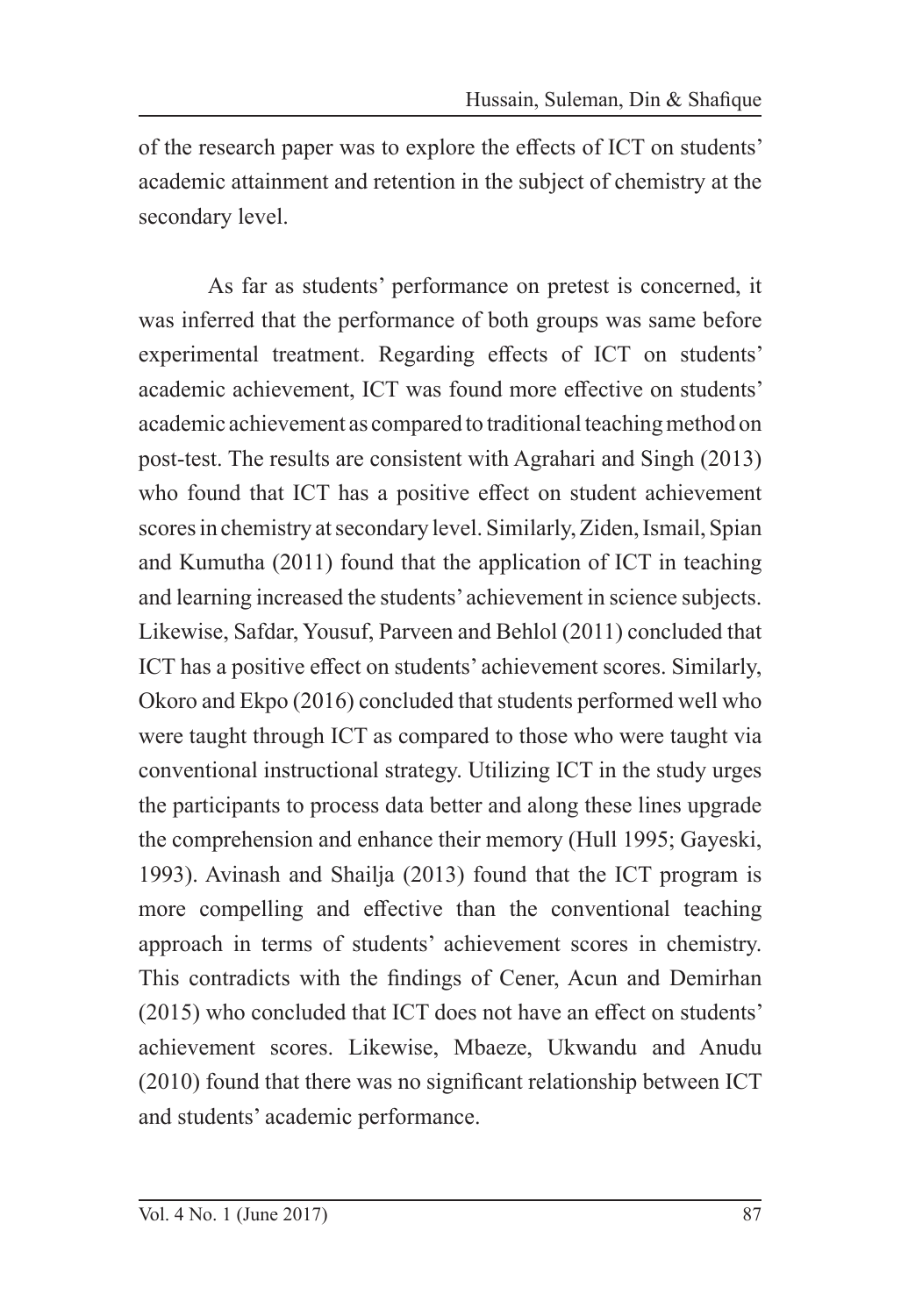of the research paper was to explore the effects of ICT on students' academic attainment and retention in the subject of chemistry at the secondary level.

As far as students' performance on pretest is concerned, it was inferred that the performance of both groups was same before experimental treatment. Regarding effects of ICT on students' academic achievement, ICT was found more effective on students' academic achievement as compared to traditional teaching method on post-test. The results are consistent with Agrahari and Singh (2013) who found that ICT has a positive effect on student achievement scores in chemistry at secondary level. Similarly, Ziden, Ismail, Spian and Kumutha (2011) found that the application of ICT in teaching and learning increased the students' achievement in science subjects. Likewise, Safdar, Yousuf, Parveen and Behlol (2011) concluded that ICT has a positive effect on students' achievement scores. Similarly, Okoro and Ekpo (2016) concluded that students performed well who were taught through ICT as compared to those who were taught via conventional instructional strategy. Utilizing ICT in the study urges the participants to process data better and along these lines upgrade the comprehension and enhance their memory (Hull 1995; Gayeski, 1993). Avinash and Shailja (2013) found that the ICT program is more compelling and effective than the conventional teaching approach in terms of students' achievement scores in chemistry. This contradicts with the findings of Cener, Acun and Demirhan (2015) who concluded that ICT does not have an effect on students' achievement scores. Likewise, Mbaeze, Ukwandu and Anudu (2010) found that there was no significant relationship between ICT and students' academic performance.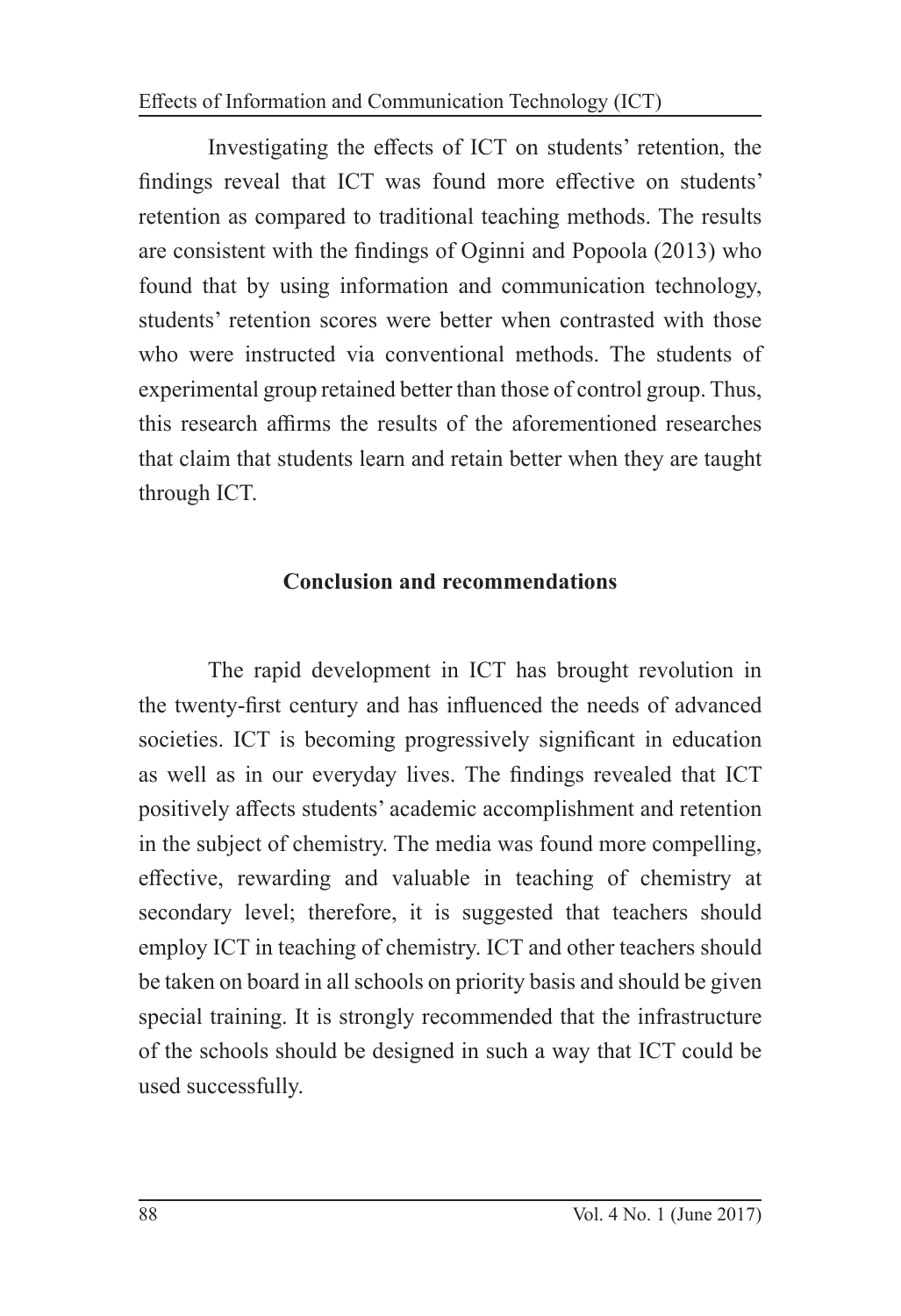Investigating the effects of ICT on students' retention, the findings reveal that ICT was found more effective on students' retention as compared to traditional teaching methods. The results are consistent with the findings of Oginni and Popoola (2013) who found that by using information and communication technology, students' retention scores were better when contrasted with those who were instructed via conventional methods. The students of experimental group retained better than those of control group. Thus, this research affirms the results of the aforementioned researches that claim that students learn and retain better when they are taught through ICT.

## Conclusion and recommendations

The rapid development in ICT has brought revolution in the twenty-first century and has influenced the needs of advanced societies. ICT is becoming progressively significant in education as well as in our everyday lives. The findings revealed that ICT positively affects students' academic accomplishment and retention in the subject of chemistry. The media was found more compelling, effective, rewarding and valuable in teaching of chemistry at secondary level; therefore, it is suggested that teachers should employ ICT in teaching of chemistry. ICT and other teachers should be taken on board in all schools on priority basis and should be given special training. It is strongly recommended that the infrastructure of the schools should be designed in such a way that ICT could be used successfully.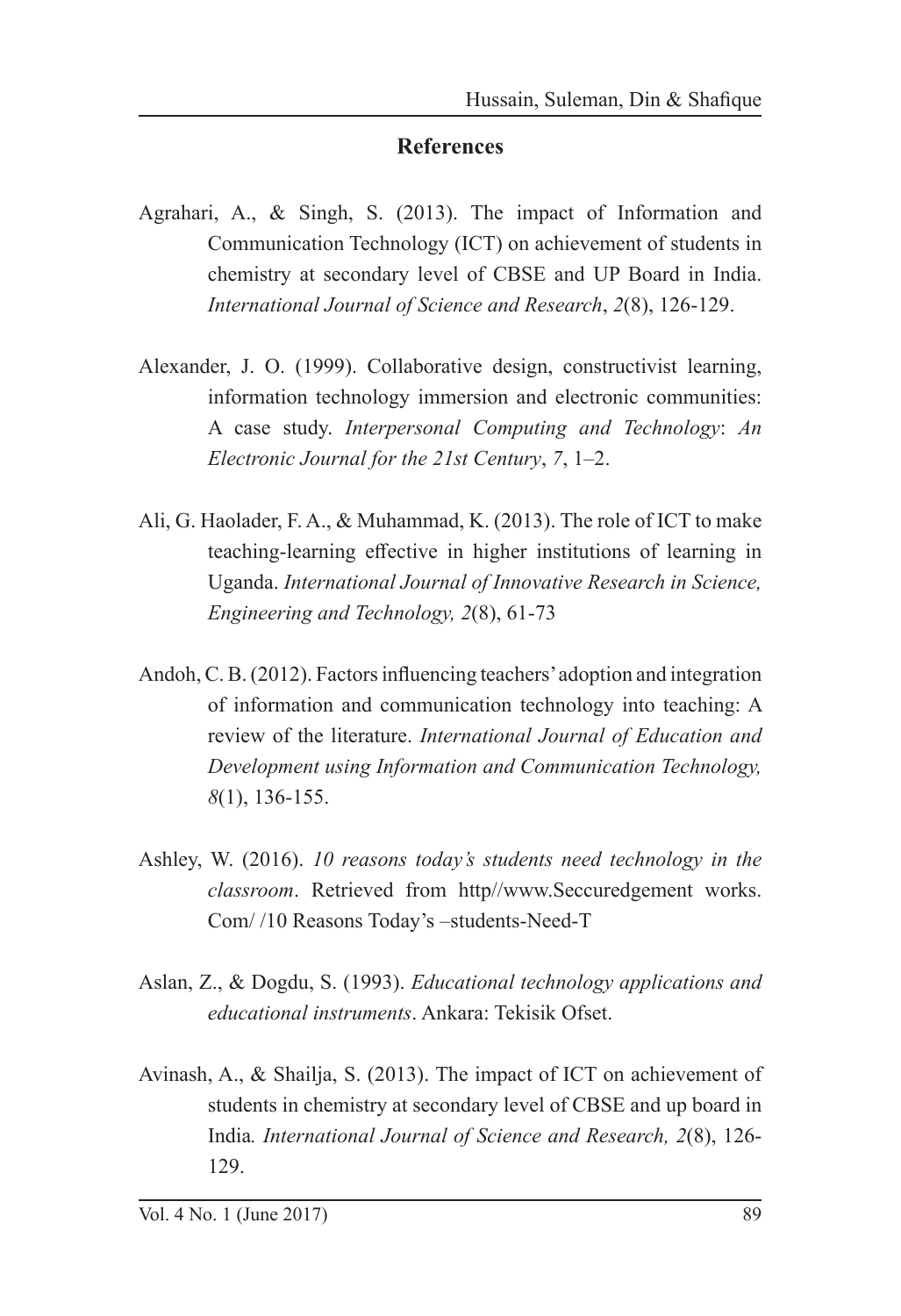## References

Agrahari, A., & Singh, S. (2013). The impact of Information and Communication Technology (ICT) on achievement of students in chemistry at secondary level of CBSE and UP Board in India. *International Journal of Science and Research*, *2*(8), 126-129.

Alexander, J. O. (1999). Collaborative design, constructivist learning, information technology immersion and electronic communities: A case study. *Interpersonal Computing and Technology*: *An Electronic Journal for the 21st Century*, *7*, 1–2.

Ali, G. Haolader, F. A., & Muhammad, K. (2013). The role of ICT to make teaching-learning effective in higher institutions of learning in Uganda. *International Journal of Innovative Research in Science, Engineering and Technology, 2*(8), 61-73

Andoh, C. B. (2012). Factors influencing teachers' adoption and integration of information and communication technology into teaching: A review of the literature. *International Journal of Education and Development using Information and Communication Technology, 8*(1), 136-155.

Ashley, W. (2016). *10 reasons today's students need technology in the classroom*. Retrieved from http//www.Seccuredgement works. Com/ /10 Reasons Today's –students-Need-T

Aslan, Z., & Dogdu, S. (1993). *Educational technology applications and educational instruments*. Ankara: Tekisik Ofset.

Avinash, A., & Shailja, S. (2013). The impact of ICT on achievement of students in chemistry at secondary level of CBSE and up board in India*. International Journal of Science and Research, 2*(8), 126-129.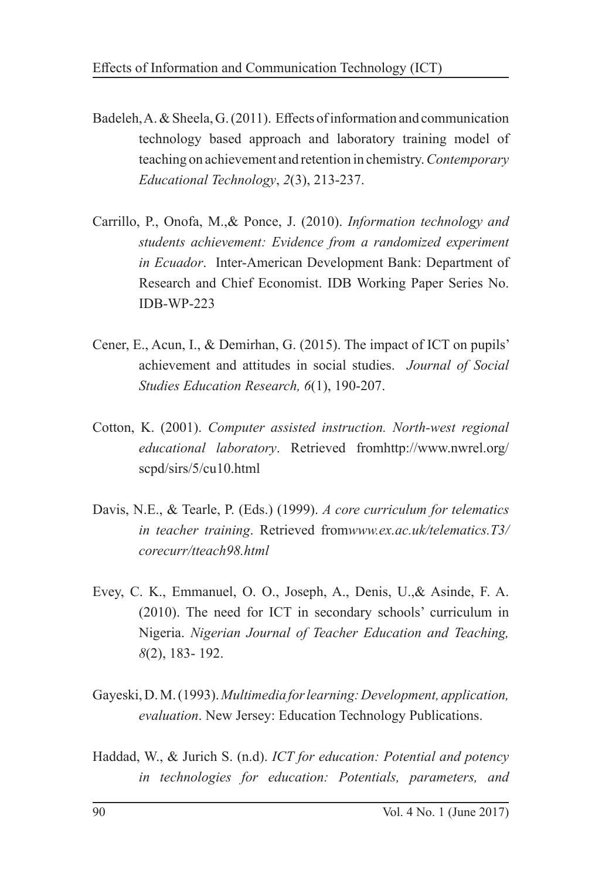Badeleh, A. & Sheela, G. (2011). Effects of information and communication technology based approach and laboratory training model of teaching on achievement and retention in chemistry. *Contemporary Educational Technology*, *2*(3), 213-237.

Carrillo, P., Onofa, M.,& Ponce, J. (2010). *Information technology and students achievement: Evidence from a randomized experiment in Ecuador*. Inter-American Development Bank: Department of Research and Chief Economist. IDB Working Paper Series No. IDB-WP-223

Cener, E., Acun, I., & Demirhan, G. (2015). The impact of ICT on pupils' achievement and attitudes in social studies. *Journal of Social Studies Education Research, 6*(1), 190-207.

Cotton, K. (2001). *Computer assisted instruction. North-west regional educational laboratory*. Retrieved fromhttp://www.nwrel.org/scpd/sirs/5/cu10.html

Davis, N.E., & Tearle, P. (Eds.) (1999). *A core curriculum for telematics in teacher training*. Retrieved from*www.ex.ac.uk/telematics.T3/corecurr/tteach98.html*

Evey, C. K., Emmanuel, O. O., Joseph, A., Denis, U.,& Asinde, F. A. (2010). The need for ICT in secondary schools' curriculum in Nigeria. *Nigerian Journal of Teacher Education and Teaching, 8*(2), 183- 192.

Gayeski, D. M. (1993). *Multimedia for learning: Development, application, evaluation*. New Jersey: Education Technology Publications.

Haddad, W., & Jurich S. (n.d). *ICT for education: Potential and potency in technologies for education: Potentials, parameters, and*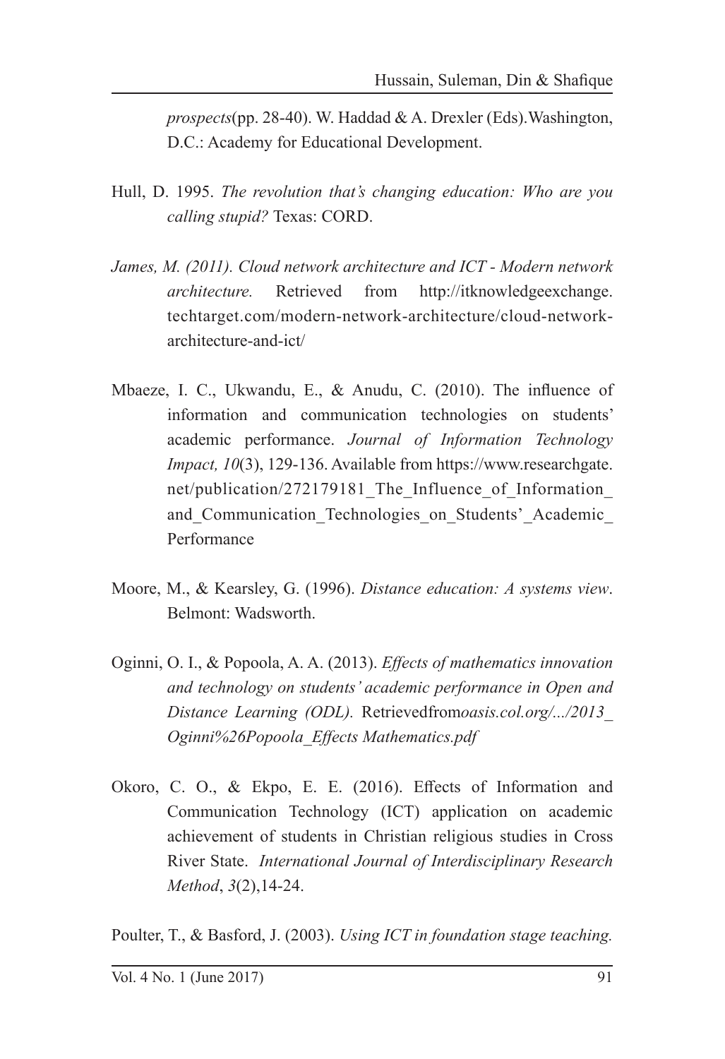*prospects*(pp. 28-40). W. Haddad & A. Drexler (Eds).Washington, D.C.: Academy for Educational Development.

Hull, D. 1995. *The revolution that's changing education: Who are you calling stupid?* Texas: CORD.

*James, M. (2011). Cloud network architecture and ICT - Modern network architecture.* Retrieved from http://itknowledgeexchange.techtarget.com/modern-network-architecture/cloud-network-architecture-and-ict/

Mbaeze, I. C., Ukwandu, E., & Anudu, C. (2010). The influence of information and communication technologies on students' academic performance. *Journal of Information Technology Impact, 10*(3), 129-136. Available from https://www.researchgate.net/publication/272179181_The_Influence_of_Information_and_Communication_Technologies_on_Students'_Academic_Performance

Moore, M., & Kearsley, G. (1996). *Distance education: A systems view*. Belmont: Wadsworth.

Oginni, O. I., & Popoola, A. A. (2013). *Effects of mathematics innovation and technology on students' academic performance in Open and Distance Learning (ODL).* Retrievedfrom*oasis.col.org/.../2013_Oginni%26Popoola_Effects Mathematics.pdf*

Okoro, C. O., & Ekpo, E. E. (2016). Effects of Information and Communication Technology (ICT) application on academic achievement of students in Christian religious studies in Cross River State. *International Journal of Interdisciplinary Research Method*, *3*(2),14-24.

Poulter, T., & Basford, J. (2003). *Using ICT in foundation stage teaching.*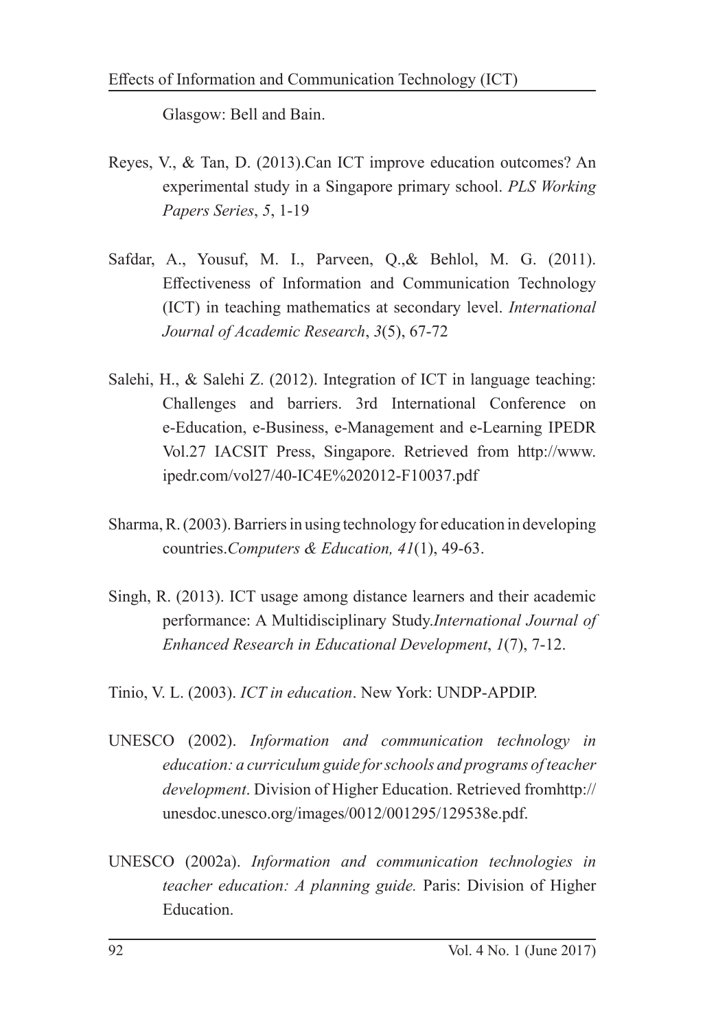Glasgow: Bell and Bain.

Reyes, V., & Tan, D. (2013).Can ICT improve education outcomes? An experimental study in a Singapore primary school. *PLS Working Papers Series*, *5*, 1-19

Safdar, A., Yousuf, M. I., Parveen, Q.,& Behlol, M. G. (2011). Effectiveness of Information and Communication Technology (ICT) in teaching mathematics at secondary level. *International Journal of Academic Research*, *3*(5), 67-72

Salehi, H., & Salehi Z. (2012). Integration of ICT in language teaching: Challenges and barriers. 3rd International Conference on e-Education, e-Business, e-Management and e-Learning IPEDR Vol.27 IACSIT Press, Singapore. Retrieved from http://www.ipedr.com/vol27/40-IC4E%202012-F10037.pdf

Sharma, R. (2003). Barriers in using technology for education in developing countries.*Computers & Education, 41*(1), 49-63.

Singh, R. (2013). ICT usage among distance learners and their academic performance: A Multidisciplinary Study.*International Journal of Enhanced Research in Educational Development*, *1*(7), 7-12.

Tinio, V. L. (2003). *ICT in education*. New York: UNDP-APDIP.

UNESCO (2002). *Information and communication technology in education: a curriculum guide for schools and programs of teacher development*. Division of Higher Education. Retrieved fromhttp://unesdoc.unesco.org/images/0012/001295/129538e.pdf.

UNESCO (2002a). *Information and communication technologies in teacher education: A planning guide.* Paris: Division of Higher Education.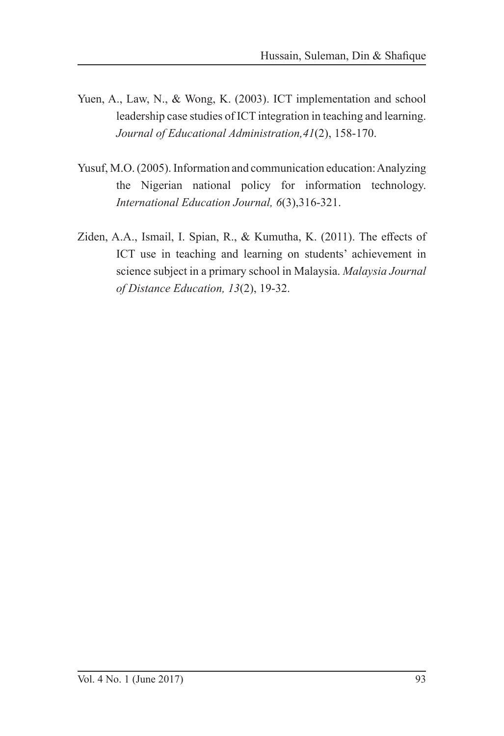Yuen, A., Law, N., & Wong, K. (2003). ICT implementation and school leadership case studies of ICT integration in teaching and learning. *Journal of Educational Administration,41*(2), 158-170.

Yusuf, M.O. (2005). Information and communication education: Analyzing the Nigerian national policy for information technology. *International Education Journal, 6*(3),316-321.

Ziden, A.A., Ismail, I. Spian, R., & Kumutha, K. (2011). The effects of ICT use in teaching and learning on students' achievement in science subject in a primary school in Malaysia. *Malaysia Journal of Distance Education, 13*(2), 19-32.